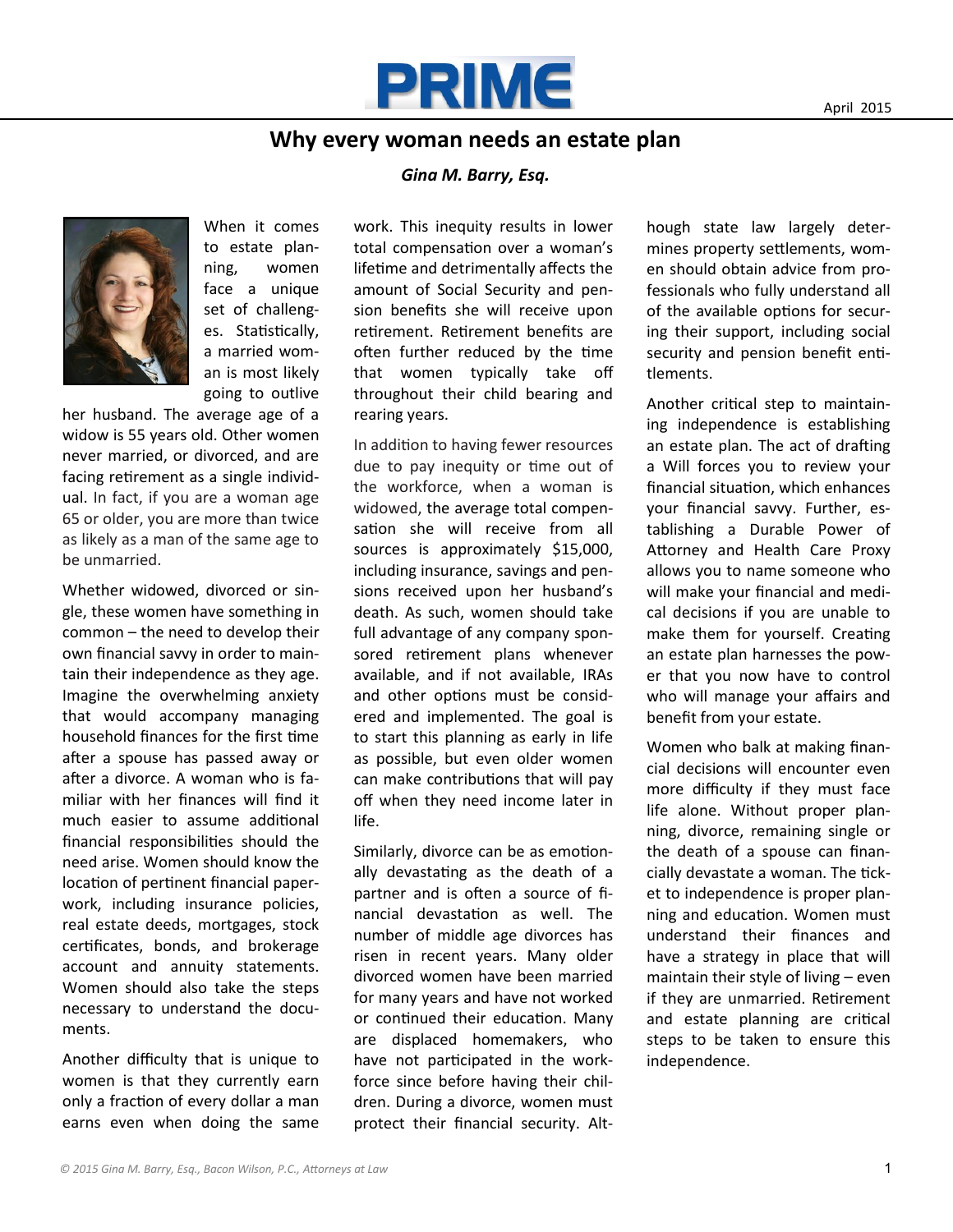# Why every woman needs an estate plan

***Gina M. Barry, Esq.***

When it comes to estate planning, women face a unique set of challenges. Statistically, a married woman is most likely going to outlive her husband. The average age of a widow is 55 years old. Other women never married, or divorced, and are facing retirement as a single individual. In fact, if you are a woman age 65 or older, you are more than twice as likely as a man of the same age to be unmarried.

Whether widowed, divorced or single, these women have something in common – the need to develop their own financial savvy in order to maintain their independence as they age. Imagine the overwhelming anxiety that would accompany managing household finances for the first time after a spouse has passed away or after a divorce. A woman who is familiar with her finances will find it much easier to assume additional financial responsibilities should the need arise. Women should know the location of pertinent financial paperwork, including insurance policies, real estate deeds, mortgages, stock certificates, bonds, and brokerage account and annuity statements. Women should also take the steps necessary to understand the documents.

Another difficulty that is unique to women is that they currently earn only a fraction of every dollar a man earns even when doing the same work. This inequity results in lower total compensation over a woman's lifetime and detrimentally affects the amount of Social Security and pension benefits she will receive upon retirement. Retirement benefits are often further reduced by the time that women typically take off throughout their child bearing and rearing years.

In addition to having fewer resources due to pay inequity or time out of the workforce, when a woman is widowed, the average total compensation she will receive from all sources is approximately $15,000, including insurance, savings and pensions received upon her husband's death. As such, women should take full advantage of any company sponsored retirement plans whenever available, and if not available, IRAs and other options must be considered and implemented. The goal is to start this planning as early in life as possible, but even older women can make contributions that will pay off when they need income later in life.

Similarly, divorce can be as emotionally devastating as the death of a partner and is often a source of financial devastation as well. The number of middle age divorces has risen in recent years. Many older divorced women have been married for many years and have not worked or continued their education. Many are displaced homemakers, who have not participated in the workforce since before having their children. During a divorce, women must protect their financial security. Although state law largely determines property settlements, women should obtain advice from professionals who fully understand all of the available options for securing their support, including social security and pension benefit entitlements.

Another critical step to maintaining independence is establishing an estate plan. The act of drafting a Will forces you to review your financial situation, which enhances your financial savvy. Further, establishing a Durable Power of Attorney and Health Care Proxy allows you to name someone who will make your financial and medical decisions if you are unable to make them for yourself. Creating an estate plan harnesses the power that you now have to control who will manage your affairs and benefit from your estate.

Women who balk at making financial decisions will encounter even more difficulty if they must face life alone. Without proper planning, divorce, remaining single or the death of a spouse can financially devastate a woman. The ticket to independence is proper planning and education. Women must understand their finances and have a strategy in place that will maintain their style of living – even if they are unmarried. Retirement and estate planning are critical steps to be taken to ensure this independence.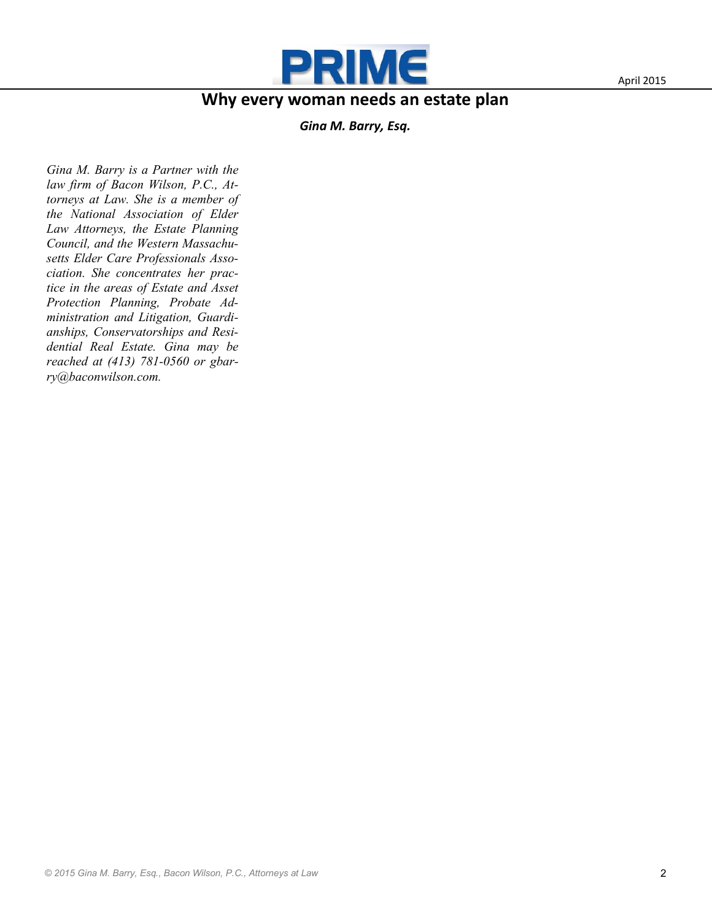# Why every woman needs an estate plan

***Gina M. Barry, Esq.***

*Gina M. Barry is a Partner with the law firm of Bacon Wilson, P.C., Attorneys at Law. She is a member of the National Association of Elder Law Attorneys, the Estate Planning Council, and the Western Massachusetts Elder Care Professionals Association. She concentrates her practice in the areas of Estate and Asset Protection Planning, Probate Administration and Litigation, Guardianships, Conservatorships and Residential Real Estate. Gina may be reached at (413) 781-0560 or gbarry@baconwilson.com.*